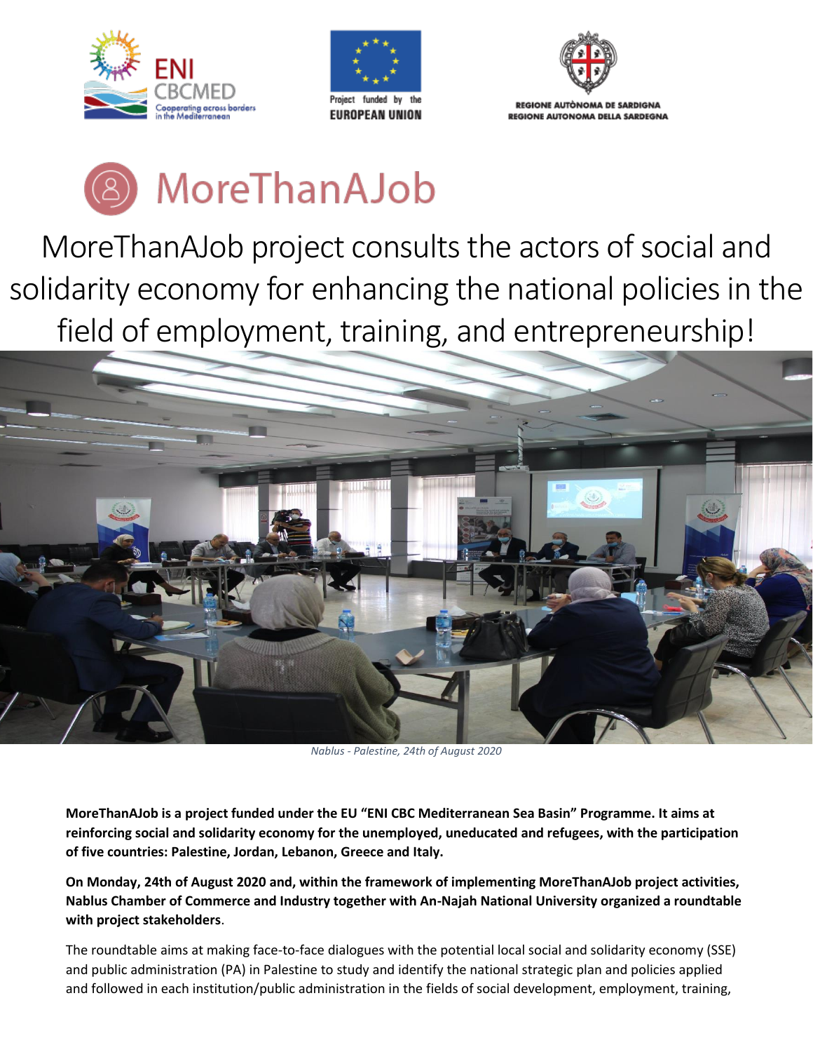# MoreThanAJob

## MoreThanAJob project consults the actors of social and solidarity economy for enhancing the national policies in the field of employment, training, and entrepreneurship!

*Nablus - Palestine, 24th of August 2020*

**MoreThanAJob is a project funded under the EU "ENI CBC Mediterranean Sea Basin" Programme. It aims at reinforcing social and solidarity economy for the unemployed, uneducated and refugees, with the participation of five countries: Palestine, Jordan, Lebanon, Greece and Italy.**

**On Monday, 24th of August 2020 and, within the framework of implementing MoreThanAJob project activities, Nablus Chamber of Commerce and Industry together with An-Najah National University organized a roundtable with project stakeholders**.

The roundtable aims at making face-to-face dialogues with the potential local social and solidarity economy (SSE) and public administration (PA) in Palestine to study and identify the national strategic plan and policies applied and followed in each institution/public administration in the fields of social development, employment, training,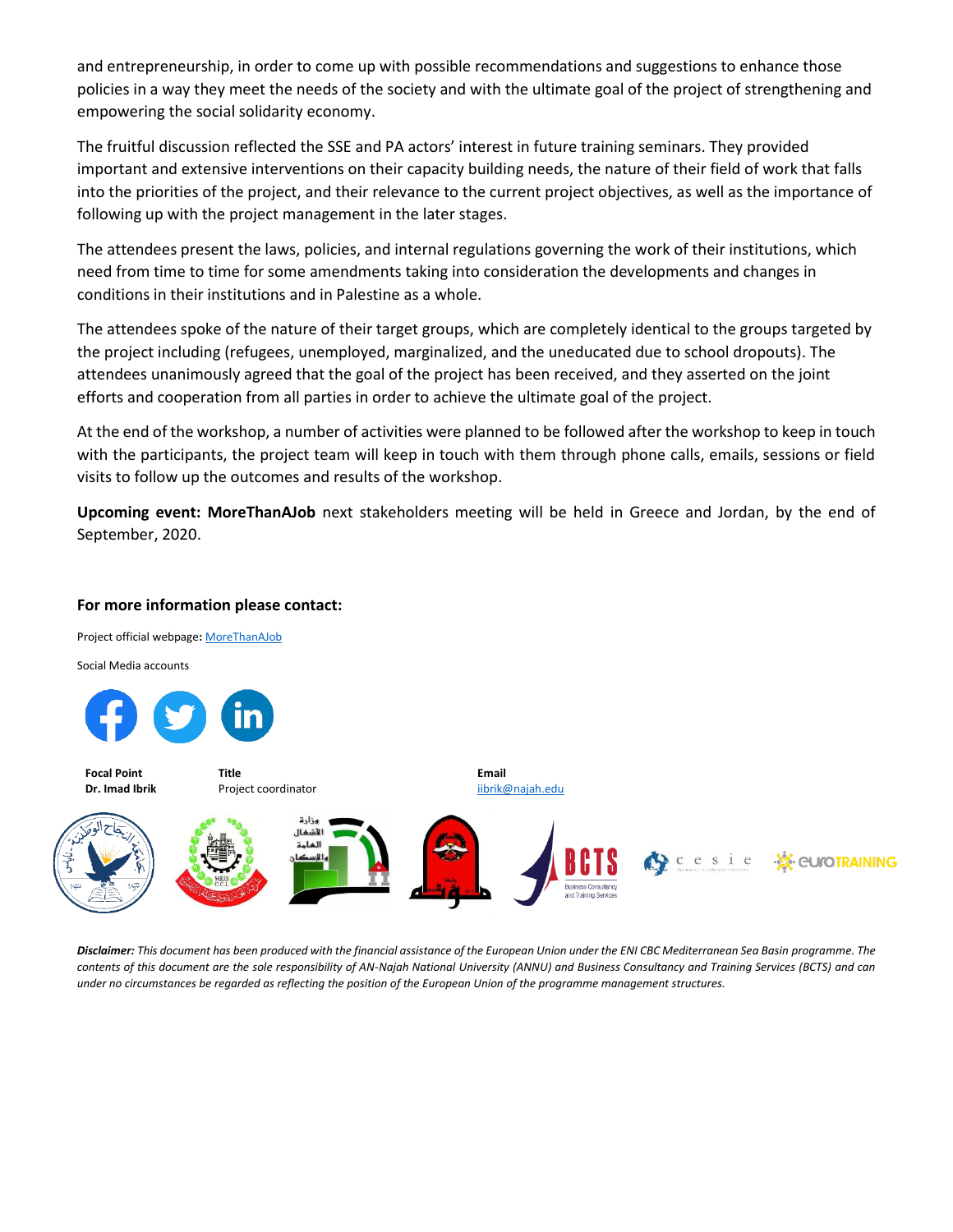and entrepreneurship, in order to come up with possible recommendations and suggestions to enhance those policies in a way they meet the needs of the society and with the ultimate goal of the project of strengthening and empowering the social solidarity economy.

The fruitful discussion reflected the SSE and PA actors' interest in future training seminars. They provided important and extensive interventions on their capacity building needs, the nature of their field of work that falls into the priorities of the project, and their relevance to the current project objectives, as well as the importance of following up with the project management in the later stages.

The attendees present the laws, policies, and internal regulations governing the work of their institutions, which need from time to time for some amendments taking into consideration the developments and changes in conditions in their institutions and in Palestine as a whole.

The attendees spoke of the nature of their target groups, which are completely identical to the groups targeted by the project including (refugees, unemployed, marginalized, and the uneducated due to school dropouts). The attendees unanimously agreed that the goal of the project has been received, and they asserted on the joint efforts and cooperation from all parties in order to achieve the ultimate goal of the project.

At the end of the workshop, a number of activities were planned to be followed after the workshop to keep in touch with the participants, the project team will keep in touch with them through phone calls, emails, sessions or field visits to follow up the outcomes and results of the workshop.

**Upcoming event: MoreThanAJob** next stakeholders meeting will be held in Greece and Jordan, by the end of September, 2020.

**For more information please contact:**

Project official webpage: [MoreThanAJob]()

Social Media accounts

| Focal Point | Title | Email |
| --- | --- | --- |
| Dr. Imad Ibrik | Project coordinator | iibrik@najah.edu |

***Disclaimer:*** *This document has been produced with the financial assistance of the European Union under the ENI CBC Mediterranean Sea Basin programme. The contents of this document are the sole responsibility of AN-Najah National University (ANNU) and Business Consultancy and Training Services (BCTS) and can under no circumstances be regarded as reflecting the position of the European Union of the programme management structures.*